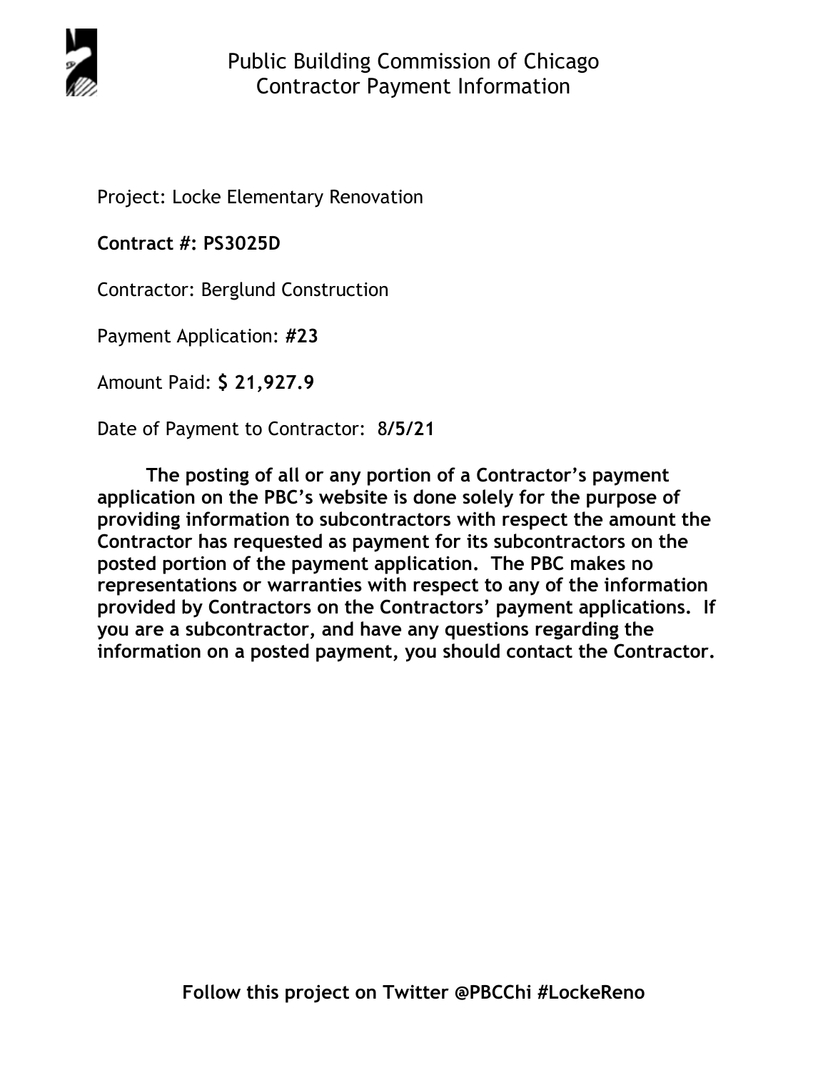# Public Building Commission of Chicago
## Contractor Payment Information

Project: Locke Elementary Renovation

**Contract #: PS3025D**

Contractor: Berglund Construction

Payment Application: **#23**

Amount Paid: **$ 21,927.9**

Date of Payment to Contractor: 8**/5/21**

**The posting of all or any portion of a Contractor's payment application on the PBC's website is done solely for the purpose of providing information to subcontractors with respect the amount the Contractor has requested as payment for its subcontractors on the posted portion of the payment application. The PBC makes no representations or warranties with respect to any of the information provided by Contractors on the Contractors' payment applications. If you are a subcontractor, and have any questions regarding the information on a posted payment, you should contact the Contractor.**

**Follow this project on Twitter @PBCChi #LockeReno**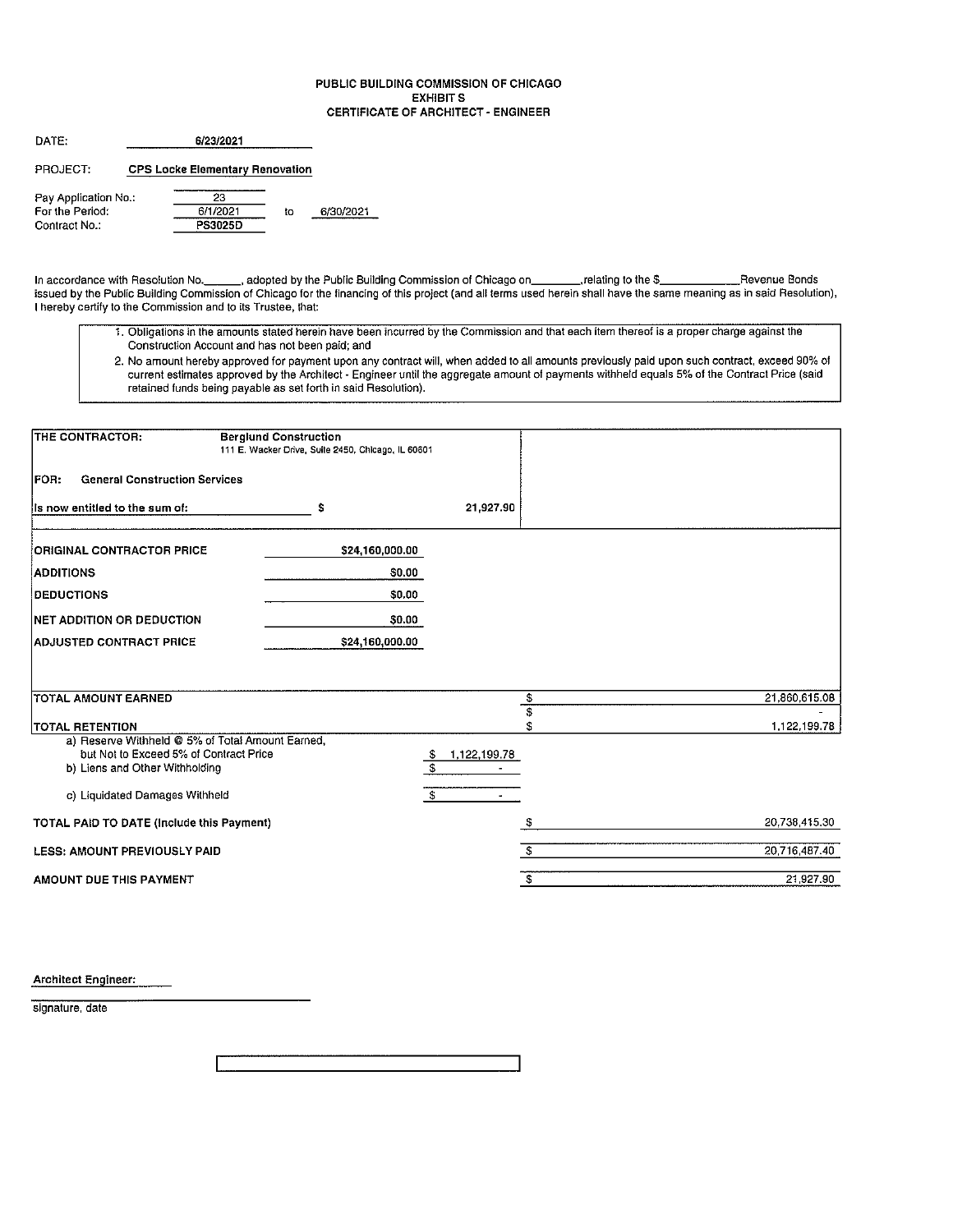# PUBLIC BUILDING COMMISSION OF CHICAGO
## EXHIBIT S
## CERTIFICATE OF ARCHITECT - ENGINEER

DATE: 6/23/2021

PROJECT: **CPS Locke Elementary Renovation**

Pay Application No.: 23
For the Period: 6/1/2021 to 6/30/2021
Contract No.: **PS3025D**

In accordance with Resolution No.\_\_\_\_\_\_, adopted by the Public Building Commission of Chicago on\_\_\_\_\_\_\_\_,relating to the $\_\_\_\_\_\_\_\_\_\_\_\_\_Revenue Bonds issued by the Public Building Commission of Chicago for the financing of this project (and all terms used herein shall have the same meaning as in said Resolution), I hereby certify to the Commission and to its Trustee, that:

1. Obligations in the amounts stated herein have been incurred by the Commission and that each item thereof is a proper charge against the Construction Account and has not been paid; and
2. No amount hereby approved for payment upon any contract will, when added to all amounts previously paid upon such contract, exceed 90% of current estimates approved by the Architect - Engineer until the aggregate amount of payments withheld equals 5% of the Contract Price (said retained funds being payable as set forth in said Resolution).

THE CONTRACTOR: **Berglund Construction**
111 E. Wacker Drive, Suite 2450, Chicago, IL 60601

FOR: **General Construction Services**

Is now entitled to the sum of: $ 21,927.90

| | |
|---|---|
| ORIGINAL CONTRACTOR PRICE | $24,160,000.00 |
| ADDITIONS | $0.00 |
| DEDUCTIONS | $0.00 |
| NET ADDITION OR DEDUCTION | $0.00 |
| ADJUSTED CONTRACT PRICE | $24,160,000.00 |

| | | |
|---|---|---|
| TOTAL AMOUNT EARNED | | $ 21,860,615.08 |
| | | $ - |
| TOTAL RETENTION | | $ 1,122,199.78 |
| a) Reserve Withheld @ 5% of Total Amount Earned, but Not to Exceed 5% of Contract Price | $ 1,122,199.78 | |
| b) Liens and Other Withholding | $ - | |
| c) Liquidated Damages Withheld | $ - | |
| TOTAL PAID TO DATE (Include this Payment) | | $ 20,738,415.30 |
| LESS: AMOUNT PREVIOUSLY PAID | | $ 20,716,487.40 |
| AMOUNT DUE THIS PAYMENT | | $ 21,927.90 |

Architect Engineer:

signature, date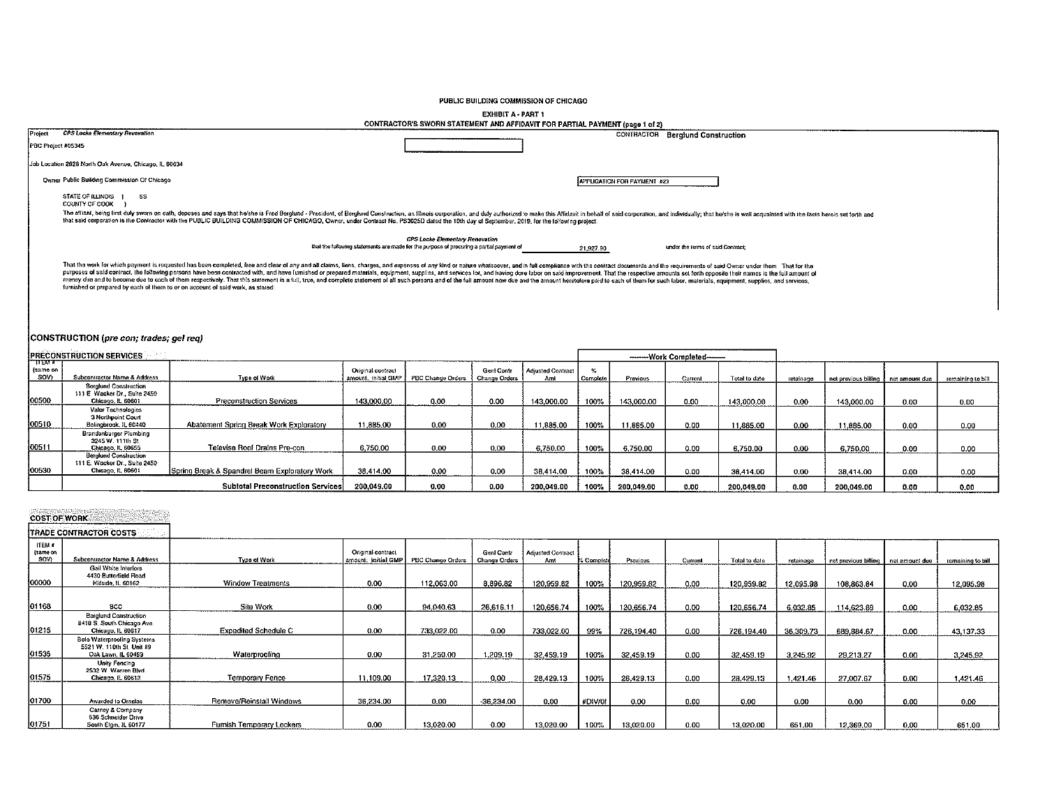PUBLIC BUILDING COMMISSION OF CHICAGO

EXHIBIT A - PART 1

CONTRACTOR'S SWORN STATEMENT AND AFFIDAVIT FOR PARTIAL PAYMENT (page 1 of 2)

Project *CPS Locke Elementary Renovation*

CONTRACTOR **Berglund Construction**

PBC Project #05345

Job Location 2828 North Oak Avenue, Chicago, IL 60634

Owner Public Building Commission Of Chicago

APPLICATION FOR PAYMENT #23

STATE OF ILLINOIS } SS
COUNTY OF COOK }

The affiant, being first duly sworn on oath, deposes and says that he/she is Fred Berglund - President, of Berglund Construction, an Illinois corporation, and duly authorized to make this Affidavit in behalf of said corporation, and individually; that he/she is well acquainted with the facts herein set forth and that said corporation is the Contractor with the PUBLIC BUILDING COMMISSION OF CHICAGO, Owner, under Contract No. PS3025D dated the 10th day of September, 2019, for the following project:

*CPS Locke Elementary Renovation*

that the following statements are made for the purpose of procuring a partial payment of 21,927.90 under the terms of said Contract;

That the work for which payment is requested has been completed, free and clear of any and all claims, liens, charges, and expenses of any kind or nature whatsoever, and in full compliance with the contract documents and the requirements of said Owner under them. That for the purposes of said contract, the following persons have been contracted with, and have furnished or prepared materials, equipment, supplies, and services for, and having done labor on said improvement. That the respective amounts set forth opposite their names is the full amount of money due and to become due to each of them respectively. That this statement is a full, true, and complete statement of all such persons and of the full amount now due and the amount heretofore paid to each of them for such labor, materials, equipment, supplies, and services, furnished or prepared by each of them to or on account of said work, as stated:

## CONSTRUCTION (*pre con; trades; gel req*)

### PRECONSTRUCTION SERVICES

| ITEM # (same on SOV) | Subcontractor Name & Address | Type of Work | Original contract amount; initial GMP | PBC Change Orders | Genl Contr Change Orders | Adjusted Contract Amt | % Complete | Work Completed: Previous | Work Completed: Current | Work Completed: Total to date | retainage | net previous billing | net amount due | remaining to bill |
|---|---|---|---|---|---|---|---|---|---|---|---|---|---|---|
| 00500 | Berglund Construction 111 E. Wacker Dr., Suite 2450 Chicago, IL 60601 | Preconstruction Services | 143,000.00 | 0.00 | 0.00 | 143,000.00 | 100% | 143,000.00 | 0.00 | 143,000.00 | 0.00 | 143,000.00 | 0.00 | 0.00 |
| 00510 | Valor Technologies 3 Northpoint Court Bolingbrook, IL 60440 | Abatement Spring Break Work Exploratory | 11,885.00 | 0.00 | 0.00 | 11,885.00 | 100% | 11,885.00 | 0.00 | 11,885.00 | 0.00 | 11,885.00 | 0.00 | 0.00 |
| 00511 | Brandenburger Plumbing 3245 W. 111th St Chicago, IL 60655 | Televise Roof Drains Pre-con | 6,750.00 | 0.00 | 0.00 | 6,750.00 | 100% | 6,750.00 | 0.00 | 6,750.00 | 0.00 | 6,750.00 | 0.00 | 0.00 |
| 00530 | Berglund Construction 111 E. Wacker Dr., Suite 2450 Chicago, IL 60601 | Spring Break & Spandrel Beam Exploratory Work | 38,414.00 | 0.00 | 0.00 | 38,414.00 | 100% | 38,414.00 | 0.00 | 38,414.00 | 0.00 | 38,414.00 | 0.00 | 0.00 |
| | | **Subtotal Preconstruction Services** | **200,049.00** | **0.00** | **0.00** | **200,049.00** | **100%** | **200,049.00** | **0.00** | **200,049.00** | **0.00** | **200,049.00** | **0.00** | **0.00** |

### COST OF WORK

#### TRADE CONTRACTOR COSTS

| ITEM # (same on SOV) | Subcontractor Name & Address | Type of Work | Original contract amount; initial GMP | PBC Change Orders | Genl Contr Change Orders | Adjusted Contract Amt | % Complete | Previous | Current | Total to date | retainage | net previous billing | net amount due | remaining to bill |
|---|---|---|---|---|---|---|---|---|---|---|---|---|---|---|
| 00000 | Gail White Interiors 4430 Butterfield Road Hillside, IL 60162 | Window Treatments | 0.00 | 112,063.00 | 8,896.82 | 120,959.82 | 100% | 120,959.82 | 0.00 | 120,959.82 | 12,095.98 | 108,863.84 | 0.00 | 12,095.98 |
| 01168 | SCC | Site Work | 0.00 | 94,040.63 | 26,616.11 | 120,656.74 | 100% | 120,656.74 | 0.00 | 120,656.74 | 6,032.85 | 114,623.89 | 0.00 | 6,032.85 |
| 01215 | Berglund Construction 8410 S. South Chicago Ave Chicago, IL 60617 | Expedited Schedule C | 0.00 | 733,022.00 | 0.00 | 733,022.00 | 99% | 726,194.40 | 0.00 | 726,194.40 | 36,309.73 | 689,884.67 | 0.00 | 43,137.33 |
| 01535 | Bolo Waterproofing Systems 5521 W. 110th St. Unit #9 Oak Lawn, IL 60453 | Waterproofing | 0.00 | 31,250.00 | 1,209.19 | 32,459.19 | 100% | 32,459.19 | 0.00 | 32,459.19 | 3,245.92 | 29,213.27 | 0.00 | 3,245.92 |
| 01575 | Unity Fencing 2532 W. Warren Blvd Chicago, IL 60612 | Temporary Fence | 11,109.00 | 17,320.13 | 0.00 | 28,429.13 | 100% | 28,429.13 | 0.00 | 28,429.13 | 1,421.46 | 27,007.67 | 0.00 | 1,421.46 |
| 01700 | Awarded to Ornelas | Remove/Reinstall Windows | 36,234.00 | 0.00 | -36,234.00 | 0.00 | #DIV/0! | 0.00 | 0.00 | 0.00 | 0.00 | 0.00 | 0.00 | 0.00 |
| 01751 | Carney & Company 636 Schneider Drive South Elgin, IL 60177 | Furnish Temporary Lockers | 0.00 | 13,020.00 | 0.00 | 13,020.00 | 100% | 13,020.00 | 0.00 | 13,020.00 | 651.00 | 12,369.00 | 0.00 | 651.00 |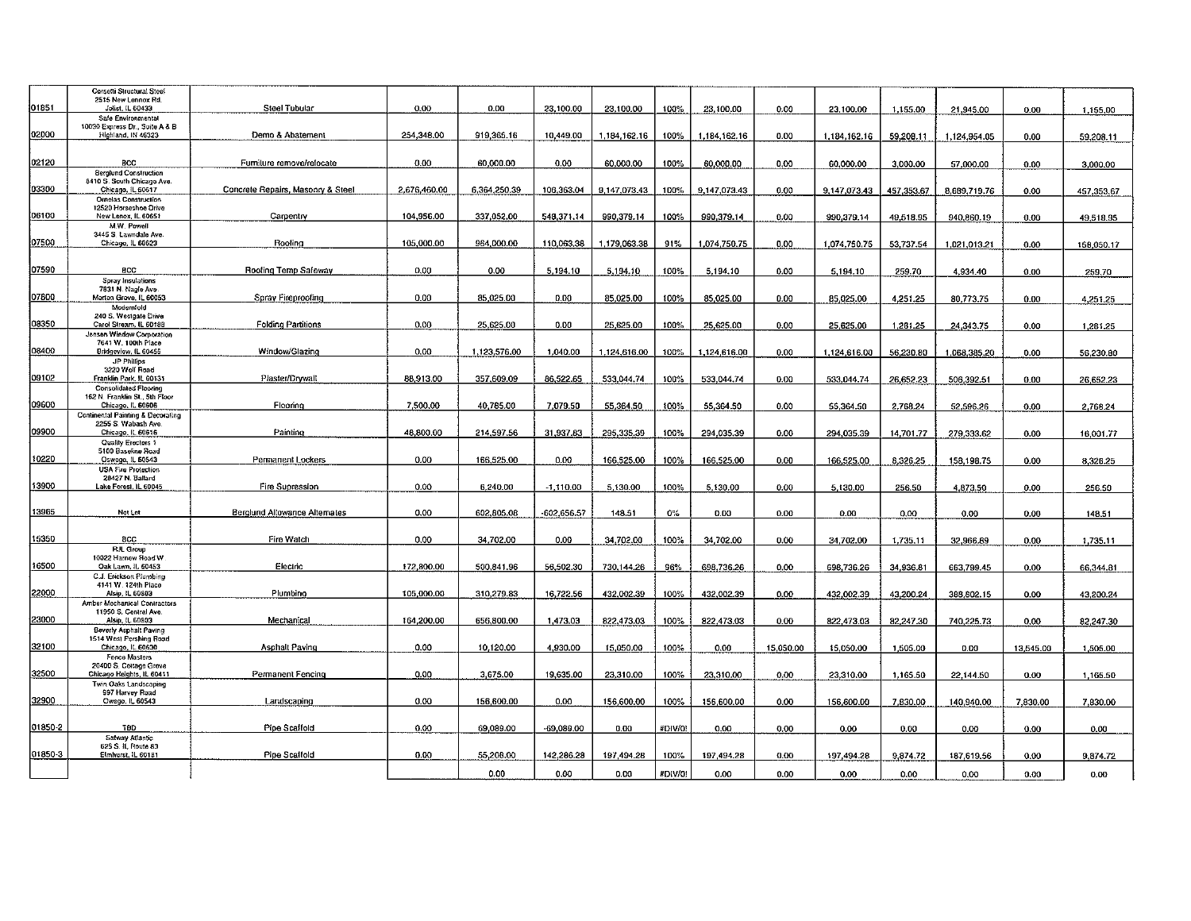| | | | | | | | | | | | | | | |
|---|---|---|---|---|---|---|---|---|---|---|---|---|---|---|
| 01851 | Corsetti Structural Steel 2515 New Lennox Rd. Joliet, IL 60433 | Steel Tubular | 0.00 | 0.00 | 23,100.00 | 23,100.00 | 100% | 23,100.00 | 0.00 | 23,100.00 | 1,155.00 | 21,945.00 | 0.00 | 1,155.00 |
| 02000 | Safe Environmental 10030 Express Dr., Suite A & B Highland, IN 46323 | Demo & Abatement | 254,348.00 | 919,365.16 | 10,449.00 | 1,184,162.16 | 100% | 1,184,162.16 | 0.00 | 1,184,162.16 | 59,208.11 | 1,124,954.05 | 0.00 | 59,208.11 |
| 02120 | BCC | Furniture remove/relocate | 0.00 | 60,000.00 | 0.00 | 60,000.00 | 100% | 60,000.00 | 0.00 | 60,000.00 | 3,000.00 | 57,000.00 | 0.00 | 3,000.00 |
| 03300 | Berglund Construction 8410 S. South Chicago Ave. Chicago, IL 60617 | Concrete Repairs, Masonry & Steel | 2,676,460.00 | 6,364,250.39 | 106,363.04 | 9,147,073.43 | 100% | 9,147,073.43 | 0.00 | 9,147,073.43 | 457,353.67 | 8,689,719.76 | 0.00 | 457,353.67 |
| 06100 | Ornelas Construction 12520 Horseshoe Drive New Lenox, IL 60451 | Carpentry | 104,956.00 | 337,052.00 | 548,371.14 | 990,379.14 | 100% | 990,379.14 | 0.00 | 990,379.14 | 49,518.95 | 940,860.19 | 0.00 | 49,518.95 |
| 07500 | M.W. Powell 3445 S. Lawndale Ave. Chicago, IL 60623 | Roofing | 105,000.00 | 964,000.00 | 110,063.38 | 1,179,063.38 | 91% | 1,074,750.75 | 0.00 | 1,074,750.75 | 53,737.54 | 1,021,013.21 | 0.00 | 158,050.17 |
| 07590 | BCC | Roofing Temp Safeway | 0.00 | 0.00 | 5,194.10 | 5,194.10 | 100% | 5,194.10 | 0.00 | 5,194.10 | 259.70 | 4,934.40 | 0.00 | 259.70 |
| 07800 | Spray Insulations 7831 N. Nagle Ave Morton Grove, IL 60053 | Spray Fireproofing | 0.00 | 85,025.00 | 0.00 | 85,025.00 | 100% | 85,025.00 | 0.00 | 85,025.00 | 4,251.25 | 80,773.75 | 0.00 | 4,251.25 |
| 08350 | Modernfold 240 S. Westgate Drive Carol Stream, IL 60188 | Folding Partitions | 0.00 | 25,625.00 | 0.00 | 25,625.00 | 100% | 25,625.00 | 0.00 | 25,625.00 | 1,281.25 | 24,343.75 | 0.00 | 1,281.25 |
| 08400 | Jensen Window Corporation 7641 W. 100th Place Bridgeview, IL 60455 | Window/Glazing | 0.00 | 1,123,576.00 | 1,040.00 | 1,124,616.00 | 100% | 1,124,616.00 | 0.00 | 1,124,616.00 | 56,230.80 | 1,068,385.20 | 0.00 | 56,230.80 |
| 09102 | JP Phillips 3220 Wolf Road Franklin Park, IL 60131 | Plaster/Drywall | 88,913.00 | 357,609.09 | 86,522.65 | 533,044.74 | 100% | 533,044.74 | 0.00 | 533,044.74 | 26,652.23 | 506,392.51 | 0.00 | 26,652.23 |
| 09600 | Consolidated Flooring 162 N. Franklin St., 5th Floor Chicago, IL 60606 | Flooring | 7,500.00 | 40,785.00 | 7,079.50 | 55,364.50 | 100% | 55,364.50 | 0.00 | 55,364.50 | 2,768.24 | 52,596.26 | 0.00 | 2,768.24 |
| 09900 | Continental Painting & Decorating 2255 S. Wabash Ave. Chicago, IL 60616 | Painting | 48,800.00 | 214,597.56 | 31,937.83 | 295,335.39 | 100% | 294,035.39 | 0.00 | 294,035.39 | 14,701.77 | 279,333.62 | 0.00 | 16,001.77 |
| 10220 | Quality Erectors 1 5100 Baseline Road Oswego, IL 60543 | Permanent Lockers | 0.00 | 166,525.00 | 0.00 | 166,525.00 | 100% | 166,525.00 | 0.00 | 166,525.00 | 8,326.25 | 158,198.75 | 0.00 | 8,326.25 |
| 13900 | USA Fire Protection 28427 N. Ballard Lake Forest, IL 60045 | Fire Supression | 0.00 | 6,240.00 | -1,110.00 | 5,130.00 | 100% | 5,130.00 | 0.00 | 5,130.00 | 256.50 | 4,873.50 | 0.00 | 256.50 |
| 13965 | Not Let | Berglund Allowance Alternates | 0.00 | 602,805.08 | -602,656.57 | 148.51 | 0% | 0.00 | 0.00 | 0.00 | 0.00 | 0.00 | 0.00 | 148.51 |
| 15350 | BCC | Fire Watch | 0.00 | 34,702.00 | 0.00 | 34,702.00 | 100% | 34,702.00 | 0.00 | 34,702.00 | 1,735.11 | 32,966.89 | 0.00 | 1,735.11 |
| 16500 | RJL Group 10022 Harnew Road W Oak Lawn, IL 60453 | Electric | 172,800.00 | 500,841.96 | 56,502.30 | 730,144.26 | 96% | 698,736.26 | 0.00 | 698,736.26 | 34,936.81 | 663,799.45 | 0.00 | 66,344.81 |
| 22000 | C.J. Erickson Plumbing 4141 W. 124th Place Alsip, IL 60803 | Plumbing | 105,000.00 | 310,279.83 | 16,722.56 | 432,002.39 | 100% | 432,002.39 | 0.00 | 432,002.39 | 43,200.24 | 388,802.15 | 0.00 | 43,200.24 |
| 23000 | Amber Mechanical Contractors 11950 S. Central Ave. Alsip, IL 60803 | Mechanical | 164,200.00 | 656,800.00 | 1,473.03 | 822,473.03 | 100% | 822,473.03 | 0.00 | 822,473.03 | 82,247.30 | 740,225.73 | 0.00 | 82,247.30 |
| 32100 | Beverly Asphalt Paving 1514 West Pershing Road Chicago, IL 60630 | Asphalt Paving | 0.00 | 10,120.00 | 4,930.00 | 15,050.00 | 100% | 0.00 | 15,050.00 | 15,050.00 | 1,505.00 | 0.00 | 13,545.00 | 1,505.00 |
| 32500 | Fence Masters 20400 S. Cottage Grove Chicago Heights, IL 60411 | Permanent Fencing | 0.00 | 3,675.00 | 19,635.00 | 23,310.00 | 100% | 23,310.00 | 0.00 | 23,310.00 | 1,165.50 | 22,144.50 | 0.00 | 1,165.50 |
| 32900 | Twin Oaks Landscaping 597 Harvey Road Owego, IL 60543 | Landscaping | 0.00 | 156,600.00 | 0.00 | 156,600.00 | 100% | 156,600.00 | 0.00 | 156,600.00 | 7,830.00 | 140,940.00 | 7,830.00 | 7,830.00 |
| 01850-2 | TBD | Pipe Scaffold | 0.00 | 69,089.00 | -69,089.00 | 0.00 | #DIV/0! | 0.00 | 0.00 | 0.00 | 0.00 | 0.00 | 0.00 | 0.00 |
| 01850-3 | Safway Atlantic 625 S. IL Route 83 Elmhurst, IL 60181 | Pipe Scaffold | 0.00 | 55,208.00 | 142,286.28 | 197,494.28 | 100% | 197,494.28 | 0.00 | 197,494.28 | 9,874.72 | 187,619.56 | 0.00 | 9,874.72 |
| | | | | 0.00 | 0.00 | 0.00 | #DIV/0! | 0.00 | 0.00 | 0.00 | 0.00 | 0.00 | 0.00 | 0.00 |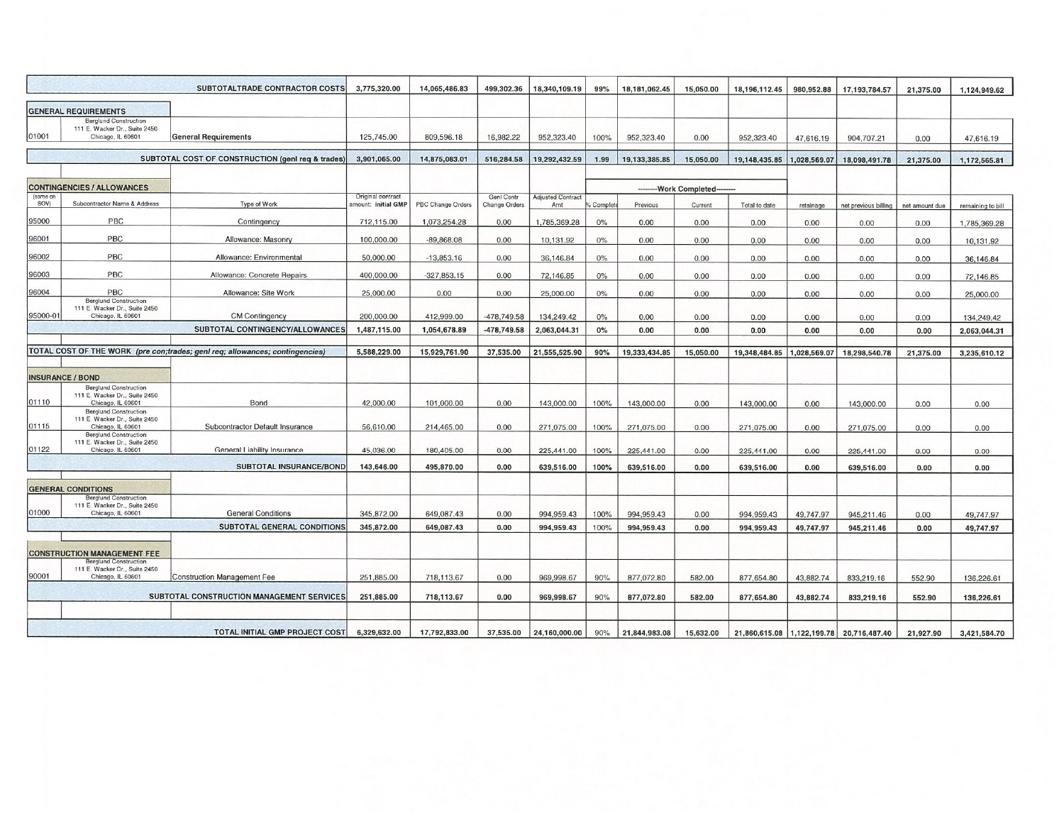| (same on SOV) | Subcontractor Name & Address | Type of Work | Original contract amount: initial GMP | PBC Change Orders | Genl Contr Change Orders | Adjusted Contract Amt | % Complete | Previous | Current | Total to date | retainage | net previous billing | net amount due | remaining to bill |
|---|---|---|---|---|---|---|---|---|---|---|---|---|---|---|
| | | SUBTOTALTRADE CONTRACTOR COSTS | 3,775,320.00 | 14,065,486.83 | 499,302.36 | 18,340,109.19 | 99% | 18,181,062.45 | 15,050.00 | 18,196,112.45 | 980,952.88 | 17,193,784.57 | 21,375.00 | 1,124,949.62 |
| **GENERAL REQUIREMENTS** | | | | | | | | | | | | | | |
| 01001 | Berglund Construction 111 E. Wacker Dr., Suite 2450 Chicago, IL 60601 | General Requirements | 125,745.00 | 809,596.18 | 16,982.22 | 952,323.40 | 100% | 952,323.40 | 0.00 | 952,323.40 | 47,616.19 | 904,707.21 | 0.00 | 47,616.19 |
| | | SUBTOTAL COST OF CONSTRUCTION (genl req & trades) | 3,901,065.00 | 14,875,083.01 | 516,284.58 | 19,292,432.59 | 1.99 | 19,133,385.85 | 15,050.00 | 19,148,435.85 | 1,028,569.07 | 18,098,491.78 | 21,375.00 | 1,172,565.81 |
| **CONTINGENCIES / ALLOWANCES** | | | | | | | | --------Work Completed-------- | | | | | | |
| 95000 | PBC | Contingency | 712,115.00 | 1,073,254.28 | 0.00 | 1,785,369.28 | 0% | 0.00 | 0.00 | 0.00 | 0.00 | 0.00 | 0.00 | 1,785,369.28 |
| 96001 | PBC | Allowance: Masonry | 100,000.00 | -89,868.08 | 0.00 | 10,131.92 | 0% | 0.00 | 0.00 | 0.00 | 0.00 | 0.00 | 0.00 | 10,131.92 |
| 96002 | PBC | Allowance: Environmental | 50,000.00 | -13,853.16 | 0.00 | 36,146.84 | 0% | 0.00 | 0.00 | 0.00 | 0.00 | 0.00 | 0.00 | 36,146.84 |
| 96003 | PBC | Allowance: Concrete Repairs | 400,000.00 | -327,853.15 | 0.00 | 72,146.85 | 0% | 0.00 | 0.00 | 0.00 | 0.00 | 0.00 | 0.00 | 72,146.85 |
| 96004 | PBC | Allowance: Site Work | 25,000.00 | 0.00 | 0.00 | 25,000.00 | 0% | 0.00 | 0.00 | 0.00 | 0.00 | 0.00 | 0.00 | 25,000.00 |
| 95000-01 | Berglund Construction 111 E. Wacker Dr., Suite 2450 Chicago, IL 60601 | CM Contingency | 200,000.00 | 412,999.00 | -478,749.58 | 134,249.42 | 0% | 0.00 | 0.00 | 0.00 | 0.00 | 0.00 | 0.00 | 134,249.42 |
| | | SUBTOTAL CONTINGENCY/ALLOWANCES | 1,487,115.00 | 1,054,678.89 | -478,749.58 | 2,063,044.31 | 0% | 0.00 | 0.00 | 0.00 | 0.00 | 0.00 | 0.00 | 2,063,044.31 |
| **TOTAL COST OF THE WORK** *(pre con;trades; genl req; allowances; contingencies)* | | | 5,588,229.00 | 15,929,761.90 | 37,535.00 | 21,555,525.90 | 90% | 19,333,434.85 | 15,050.00 | 19,348,484.85 | 1,028,569.07 | 18,298,540.78 | 21,375.00 | 3,235,610.12 |
| **INSURANCE / BOND** | | | | | | | | | | | | | | |
| 01110 | Berglund Construction 111 E. Wacker Dr., Suite 2450 Chicago, IL 60601 | Bond | 42,000.00 | 101,000.00 | 0.00 | 143,000.00 | 100% | 143,000.00 | 0.00 | 143,000.00 | 0.00 | 143,000.00 | 0.00 | 0.00 |
| 01115 | Berglund Construction 111 E. Wacker Dr., Suite 2450 Chicago, IL 60601 | Subcontractor Default Insurance | 56,610.00 | 214,465.00 | 0.00 | 271,075.00 | 100% | 271,075.00 | 0.00 | 271,075.00 | 0.00 | 271,075.00 | 0.00 | 0.00 |
| 01122 | Berglund Construction 111 E. Wacker Dr., Suite 2450 Chicago, IL 60601 | General Liability Insurance | 45,036.00 | 180,405.00 | 0.00 | 225,441.00 | 100% | 225,441.00 | 0.00 | 225,441.00 | 0.00 | 225,441.00 | 0.00 | 0.00 |
| | | SUBTOTAL INSURANCE/BOND | 143,646.00 | 495,870.00 | 0.00 | 639,516.00 | 100% | 639,516.00 | 0.00 | 639,516.00 | 0.00 | 639,516.00 | 0.00 | 0.00 |
| **GENERAL CONDITIONS** | | | | | | | | | | | | | | |
| 01000 | Berglund Construction 111 E. Wacker Dr., Suite 2450 Chicago, IL 60601 | General Conditions | 345,872.00 | 649,087.43 | 0.00 | 994,959.43 | 100% | 994,959.43 | 0.00 | 994,959.43 | 49,747.97 | 945,211.46 | 0.00 | 49,747.97 |
| | | SUBTOTAL GENERAL CONDITIONS | 345,872.00 | 649,087.43 | 0.00 | 994,959.43 | 100% | 994,959.43 | 0.00 | 994,959.43 | 49,747.97 | 945,211.46 | 0.00 | 49,747.97 |
| **CONSTRUCTION MANAGEMENT FEE** | | | | | | | | | | | | | | |
| 90001 | Berglund Construction 111 E. Wacker Dr., Suite 2450 Chicago, IL 60601 | Construction Management Fee | 251,885.00 | 718,113.67 | 0.00 | 969,998.67 | 90% | 877,072.80 | 582.00 | 877,654.80 | 43,882.74 | 833,219.16 | 552.90 | 136,226.61 |
| | | SUBTOTAL CONSTRUCTION MANAGEMENT SERVICES | 251,885.00 | 718,113.67 | 0.00 | 969,998.67 | 90% | 877,072.80 | 582.00 | 877,654.80 | 43,882.74 | 833,219.16 | 552.90 | 136,226.61 |
| | | TOTAL INITIAL GMP PROJECT COST | 6,329,632.00 | 17,792,833.00 | 37,535.00 | 24,160,000.00 | 90% | 21,844,983.08 | 15,632.00 | 21,860,615.08 | 1,122,199.78 | 20,716,487.40 | 21,927.90 | 3,421,584.70 |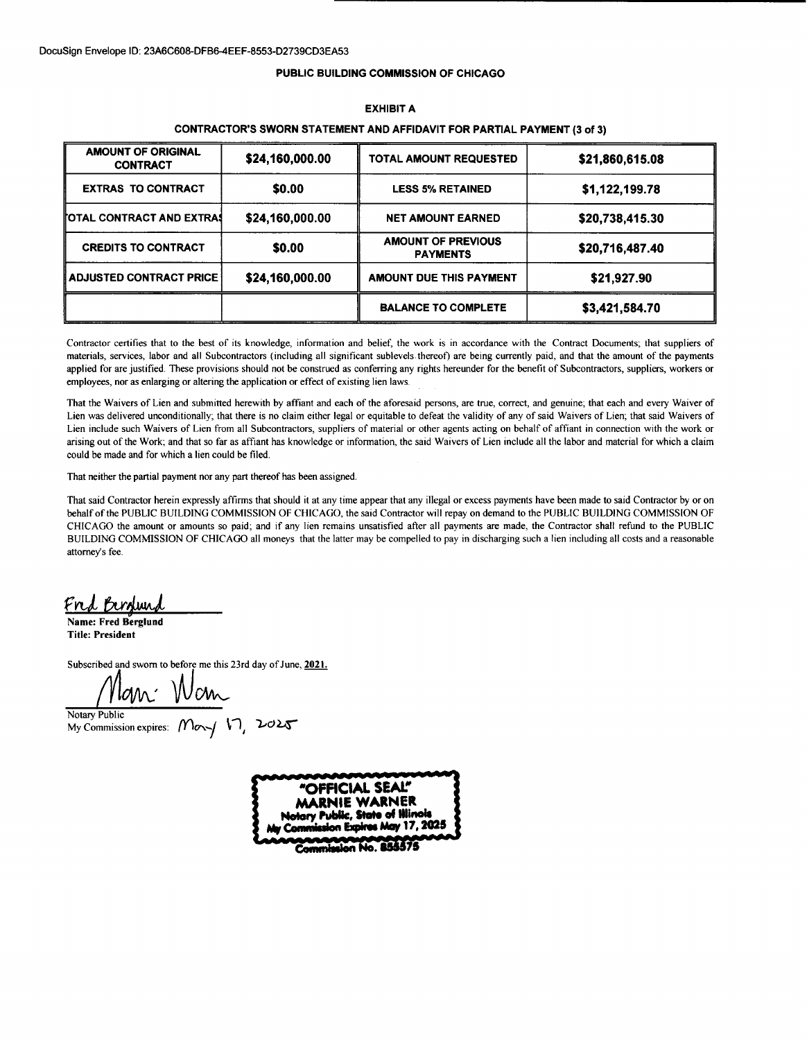DocuSign Envelope ID: 23A6C608-DFB6-4EEF-8553-D2739CD3EA53

**PUBLIC BUILDING COMMISSION OF CHICAGO**

**EXHIBIT A**

**CONTRACTOR'S SWORN STATEMENT AND AFFIDAVIT FOR PARTIAL PAYMENT (3 of 3)**

| | | | |
|---|---|---|---|
| **AMOUNT OF ORIGINAL CONTRACT** | **$24,160,000.00** | **TOTAL AMOUNT REQUESTED** | **$21,860,615.08** |
| **EXTRAS TO CONTRACT** | **$0.00** | **LESS 5% RETAINED** | **$1,122,199.78** |
| **TOTAL CONTRACT AND EXTRAS** | **$24,160,000.00** | **NET AMOUNT EARNED** | **$20,738,415.30** |
| **CREDITS TO CONTRACT** | **$0.00** | **AMOUNT OF PREVIOUS PAYMENTS** | **$20,716,487.40** |
| **ADJUSTED CONTRACT PRICE** | **$24,160,000.00** | **AMOUNT DUE THIS PAYMENT** | **$21,927.90** |
| | | **BALANCE TO COMPLETE** | **$3,421,584.70** |

Contractor certifies that to the best of its knowledge, information and belief, the work is in accordance with the Contract Documents; that suppliers of materials, services, labor and all Subcontractors (including all significant sublevels thereof) are being currently paid, and that the amount of the payments applied for are justified. These provisions should not be construed as conferring any rights hereunder for the benefit of Subcontractors, suppliers, workers or employees, nor as enlarging or altering the application or effect of existing lien laws.

That the Waivers of Lien and submitted herewith by affiant and each of the aforesaid persons, are true, correct, and genuine; that each and every Waiver of Lien was delivered unconditionally; that there is no claim either legal or equitable to defeat the validity of any of said Waivers of Lien; that said Waivers of Lien include such Waivers of Lien from all Subcontractors, suppliers of material or other agents acting on behalf of affiant in connection with the work or arising out of the Work; and that so far as affiant has knowledge or information, the said Waivers of Lien include all the labor and material for which a claim could be made and for which a lien could be filed.

That neither the partial payment nor any part thereof has been assigned.

That said Contractor herein expressly affirms that should it at any time appear that any illegal or excess payments have been made to said Contractor by or on behalf of the PUBLIC BUILDING COMMISSION OF CHICAGO, the said Contractor will repay on demand to the PUBLIC BUILDING COMMISSION OF CHICAGO the amount or amounts so paid; and if any lien remains unsatisfied after all payments are made, the Contractor shall refund to the PUBLIC BUILDING COMMISSION OF CHICAGO all moneys that the latter may be compelled to pay in discharging such a lien including all costs and a reasonable attorney's fee.

Fred Berglund

**Name: Fred Berglund**
**Title: President**

Subscribed and sworn to before me this 23rd day of June, **2021.**

Marni Warn

Notary Public
My Commission expires: May 17, 2025

"OFFICIAL SEAL"
MARNIE WARNER
Notary Public, State of Illinois
My Commission Expires May 17, 2025
Commission No. 855575